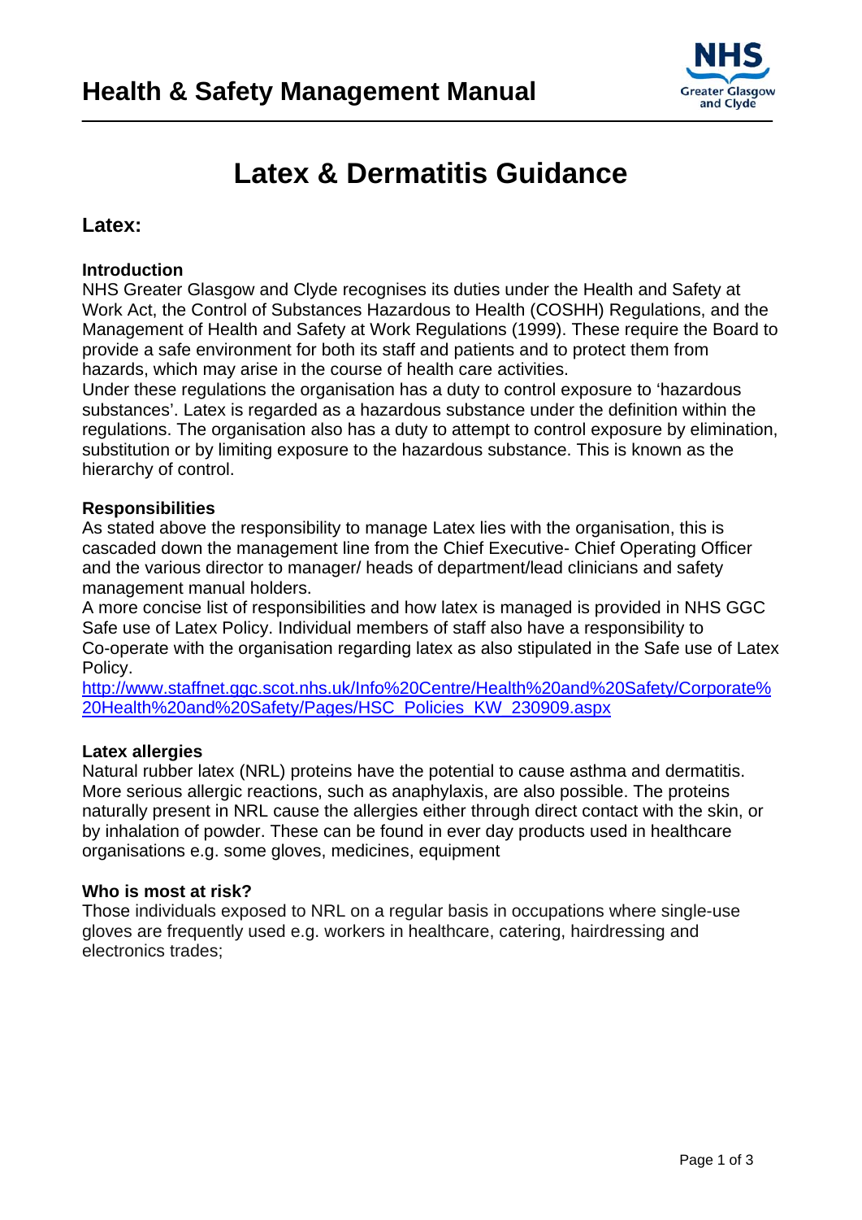# Health & Safety Management Manual

# Latex & Dermatitis Guidance

## Latex:

### Introduction

NHS Greater Glasgow and Clyde recognises its duties under the Health and Safety at Work Act, the Control of Substances Hazardous to Health (COSHH) Regulations, and the Management of Health and Safety at Work Regulations (1999). These require the Board to provide a safe environment for both its staff and patients and to protect them from hazards, which may arise in the course of health care activities.

Under these regulations the organisation has a duty to control exposure to 'hazardous substances'. Latex is regarded as a hazardous substance under the definition within the regulations. The organisation also has a duty to attempt to control exposure by elimination, substitution or by limiting exposure to the hazardous substance. This is known as the hierarchy of control.

### Responsibilities

As stated above the responsibility to manage Latex lies with the organisation, this is cascaded down the management line from the Chief Executive- Chief Operating Officer and the various director to manager/ heads of department/lead clinicians and safety management manual holders.

A more concise list of responsibilities and how latex is managed is provided in NHS GGC Safe use of Latex Policy. Individual members of staff also have a responsibility to Co-operate with the organisation regarding latex as also stipulated in the Safe use of Latex Policy.

[http://www.staffnet.ggc.scot.nhs.uk/Info%20Centre/Health%20and%20Safety/Corporate%20Health%20and%20Safety/Pages/HSC_Policies_KW_230909.aspx](http://www.staffnet.ggc.scot.nhs.uk/Info%20Centre/Health%20and%20Safety/Corporate%20Health%20and%20Safety/Pages/HSC_Policies_KW_230909.aspx)

### Latex allergies

Natural rubber latex (NRL) proteins have the potential to cause asthma and dermatitis. More serious allergic reactions, such as anaphylaxis, are also possible. The proteins naturally present in NRL cause the allergies either through direct contact with the skin, or by inhalation of powder. These can be found in ever day products used in healthcare organisations e.g. some gloves, medicines, equipment

### Who is most at risk?

Those individuals exposed to NRL on a regular basis in occupations where single-use gloves are frequently used e.g. workers in healthcare, catering, hairdressing and electronics trades;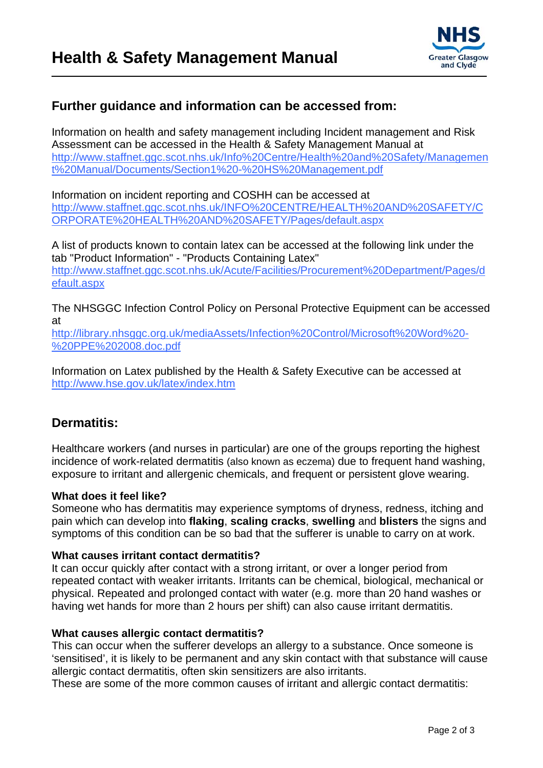## Further guidance and information can be accessed from:

Information on health and safety management including Incident management and Risk Assessment can be accessed in the Health & Safety Management Manual at [http://www.staffnet.ggc.scot.nhs.uk/Info%20Centre/Health%20and%20Safety/Management%20Manual/Documents/Section1%20-%20HS%20Management.pdf](http://www.staffnet.ggc.scot.nhs.uk/Info%20Centre/Health%20and%20Safety/Management%20Manual/Documents/Section1%20-%20HS%20Management.pdf)

Information on incident reporting and COSHH can be accessed at [http://www.staffnet.ggc.scot.nhs.uk/INFO%20CENTRE/HEALTH%20AND%20SAFETY/CORPORATE%20HEALTH%20AND%20SAFETY/Pages/default.aspx](http://www.staffnet.ggc.scot.nhs.uk/INFO%20CENTRE/HEALTH%20AND%20SAFETY/CORPORATE%20HEALTH%20AND%20SAFETY/Pages/default.aspx)

A list of products known to contain latex can be accessed at the following link under the tab "Product Information" - "Products Containing Latex" [http://www.staffnet.ggc.scot.nhs.uk/Acute/Facilities/Procurement%20Department/Pages/default.aspx](http://www.staffnet.ggc.scot.nhs.uk/Acute/Facilities/Procurement%20Department/Pages/default.aspx)

The NHSGGC Infection Control Policy on Personal Protective Equipment can be accessed at [http://library.nhsggc.org.uk/mediaAssets/Infection%20Control/Microsoft%20Word%20-%20PPE%202008.doc.pdf](http://library.nhsggc.org.uk/mediaAssets/Infection%20Control/Microsoft%20Word%20-%20PPE%202008.doc.pdf)

Information on Latex published by the Health & Safety Executive can be accessed at [http://www.hse.gov.uk/latex/index.htm](http://www.hse.gov.uk/latex/index.htm)

## Dermatitis:

Healthcare workers (and nurses in particular) are one of the groups reporting the highest incidence of work-related dermatitis (also known as eczema) due to frequent hand washing, exposure to irritant and allergenic chemicals, and frequent or persistent glove wearing.

**What does it feel like?**
Someone who has dermatitis may experience symptoms of dryness, redness, itching and pain which can develop into **flaking**, **scaling cracks**, **swelling** and **blisters** the signs and symptoms of this condition can be so bad that the sufferer is unable to carry on at work.

**What causes irritant contact dermatitis?**
It can occur quickly after contact with a strong irritant, or over a longer period from repeated contact with weaker irritants. Irritants can be chemical, biological, mechanical or physical. Repeated and prolonged contact with water (e.g. more than 20 hand washes or having wet hands for more than 2 hours per shift) can also cause irritant dermatitis.

**What causes allergic contact dermatitis?**
This can occur when the sufferer develops an allergy to a substance. Once someone is 'sensitised', it is likely to be permanent and any skin contact with that substance will cause allergic contact dermatitis, often skin sensitizers are also irritants.
These are some of the more common causes of irritant and allergic contact dermatitis: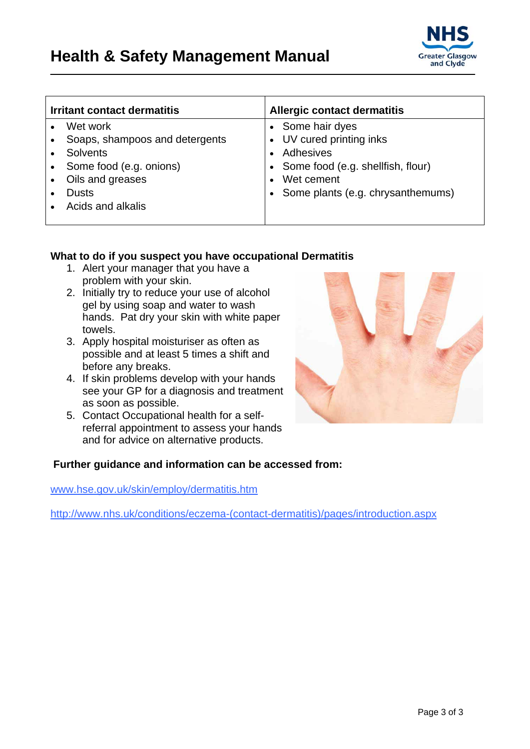| Irritant contact dermatitis | Allergic contact dermatitis |
| --- | --- |
| • Wet work<br>• Soaps, shampoos and detergents<br>• Solvents<br>• Some food (e.g. onions)<br>• Oils and greases<br>• Dusts<br>• Acids and alkalis | • Some hair dyes<br>• UV cured printing inks<br>• Adhesives<br>• Some food (e.g. shellfish, flour)<br>• Wet cement<br>• Some plants (e.g. chrysanthemums) |

**What to do if you suspect you have occupational Dermatitis**

1. Alert your manager that you have a problem with your skin.
2. Initially try to reduce your use of alcohol gel by using soap and water to wash hands. Pat dry your skin with white paper towels.
3. Apply hospital moisturiser as often as possible and at least 5 times a shift and before any breaks.
4. If skin problems develop with your hands see your GP for a diagnosis and treatment as soon as possible.
5. Contact Occupational health for a self-referral appointment to assess your hands and for advice on alternative products.

**Further guidance and information can be accessed from:**

www.hse.gov.uk/skin/employ/dermatitis.htm

http://www.nhs.uk/conditions/eczema-(contact-dermatitis)/pages/introduction.aspx